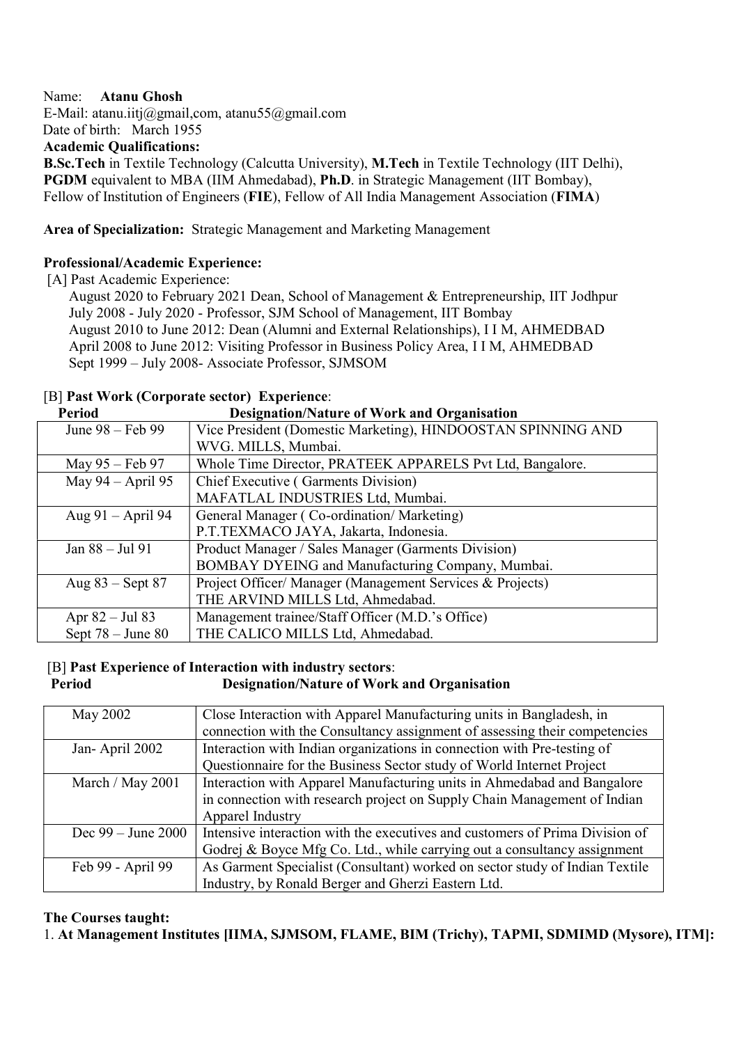Name: **Atanu Ghosh**
E-Mail: atanu.iitj@gmail,com, atanu55@gmail.com
Date of birth: March 1955

**Academic Qualifications:**

**B.Sc.Tech** in Textile Technology (Calcutta University), **M.Tech** in Textile Technology (IIT Delhi), **PGDM** equivalent to MBA (IIM Ahmedabad), **Ph.D**. in Strategic Management (IIT Bombay), Fellow of Institution of Engineers (**FIE**), Fellow of All India Management Association (**FIMA**)

**Area of Specialization:** Strategic Management and Marketing Management

**Professional/Academic Experience:**

[A] Past Academic Experience:

August 2020 to February 2021 Dean, School of Management & Entrepreneurship, IIT Jodhpur
July 2008 - July 2020 - Professor, SJM School of Management, IIT Bombay
August 2010 to June 2012: Dean (Alumni and External Relationships), I I M, AHMEDBAD
April 2008 to June 2012: Visiting Professor in Business Policy Area, I I M, AHMEDBAD
Sept 1999 – July 2008- Associate Professor, SJMSOM

[B] **Past Work (Corporate sector) Experience**:

| Period | Designation/Nature of Work and Organisation |
|---|---|
| June 98 – Feb 99 | Vice President (Domestic Marketing), HINDOOSTAN SPINNING AND WVG. MILLS, Mumbai. |
| May 95 – Feb 97 | Whole Time Director, PRATEEK APPARELS Pvt Ltd, Bangalore. |
| May 94 – April 95 | Chief Executive ( Garments Division) MAFATLAL INDUSTRIES Ltd, Mumbai. |
| Aug 91 – April 94 | General Manager ( Co-ordination/ Marketing) P.T.TEXMACO JAYA, Jakarta, Indonesia. |
| Jan 88 – Jul 91 | Product Manager / Sales Manager (Garments Division) BOMBAY DYEING and Manufacturing Company, Mumbai. |
| Aug 83 – Sept 87 | Project Officer/ Manager (Management Services & Projects) THE ARVIND MILLS Ltd, Ahmedabad. |
| Apr 82 – Jul 83<br>Sept 78 – June 80 | Management trainee/Staff Officer (M.D.'s Office) THE CALICO MILLS Ltd, Ahmedabad. |

[B] **Past Experience of Interaction with industry sectors**:

| Period | Designation/Nature of Work and Organisation |
|---|---|
| May 2002 | Close Interaction with Apparel Manufacturing units in Bangladesh, in connection with the Consultancy assignment of assessing their competencies |
| Jan- April 2002 | Interaction with Indian organizations in connection with Pre-testing of Questionnaire for the Business Sector study of World Internet Project |
| March / May 2001 | Interaction with Apparel Manufacturing units in Ahmedabad and Bangalore in connection with research project on Supply Chain Management of Indian Apparel Industry |
| Dec 99 – June 2000 | Intensive interaction with the executives and customers of Prima Division of Godrej & Boyce Mfg Co. Ltd., while carrying out a consultancy assignment |
| Feb 99 - April 99 | As Garment Specialist (Consultant) worked on sector study of Indian Textile Industry, by Ronald Berger and Gherzi Eastern Ltd. |

**The Courses taught:**

1. **At Management Institutes [IIMA, SJMSOM, FLAME, BIM (Trichy), TAPMI, SDMIMD (Mysore), ITM]:**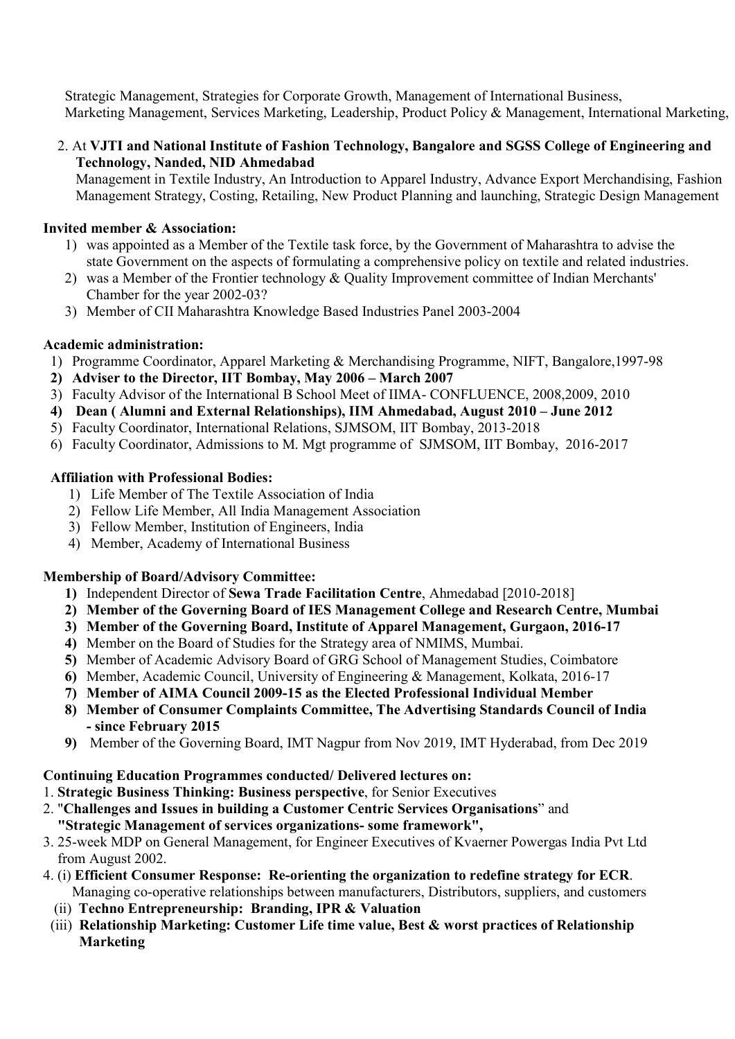Strategic Management, Strategies for Corporate Growth, Management of International Business, Marketing Management, Services Marketing, Leadership, Product Policy & Management, International Marketing,

2. At **VJTI and National Institute of Fashion Technology, Bangalore and SGSS College of Engineering and Technology, Nanded, NID Ahmedabad**
   Management in Textile Industry, An Introduction to Apparel Industry, Advance Export Merchandising, Fashion Management Strategy, Costing, Retailing, New Product Planning and launching, Strategic Design Management

**Invited member & Association:**

1) was appointed as a Member of the Textile task force, by the Government of Maharashtra to advise the state Government on the aspects of formulating a comprehensive policy on textile and related industries.
2) was a Member of the Frontier technology & Quality Improvement committee of Indian Merchants' Chamber for the year 2002-03?
3) Member of CII Maharashtra Knowledge Based Industries Panel 2003-2004

**Academic administration:**

1) Programme Coordinator, Apparel Marketing & Merchandising Programme, NIFT, Bangalore,1997-98
2) **Adviser to the Director, IIT Bombay, May 2006 – March 2007**
3) Faculty Advisor of the International B School Meet of IIMA- CONFLUENCE, 2008,2009, 2010
4) **Dean ( Alumni and External Relationships), IIM Ahmedabad, August 2010 – June 2012**
5) Faculty Coordinator, International Relations, SJMSOM, IIT Bombay, 2013-2018
6) Faculty Coordinator, Admissions to M. Mgt programme of SJMSOM, IIT Bombay, 2016-2017

**Affiliation with Professional Bodies:**

1) Life Member of The Textile Association of India
2) Fellow Life Member, All India Management Association
3) Fellow Member, Institution of Engineers, India
4) Member, Academy of International Business

**Membership of Board/Advisory Committee:**

1) Independent Director of **Sewa Trade Facilitation Centre**, Ahmedabad [2010-2018]
2) **Member of the Governing Board of IES Management College and Research Centre, Mumbai**
3) **Member of the Governing Board, Institute of Apparel Management, Gurgaon, 2016-17**
4) Member on the Board of Studies for the Strategy area of NMIMS, Mumbai.
5) Member of Academic Advisory Board of GRG School of Management Studies, Coimbatore
6) Member, Academic Council, University of Engineering & Management, Kolkata, 2016-17
7) **Member of AIMA Council 2009-15 as the Elected Professional Individual Member**
8) **Member of Consumer Complaints Committee, The Advertising Standards Council of India - since February 2015**
9) Member of the Governing Board, IMT Nagpur from Nov 2019, IMT Hyderabad, from Dec 2019

**Continuing Education Programmes conducted/ Delivered lectures on:**

1. **Strategic Business Thinking: Business perspective**, for Senior Executives
2. "**Challenges and Issues in building a Customer Centric Services Organisations**" and **"Strategic Management of services organizations- some framework",**
3. 25-week MDP on General Management, for Engineer Executives of Kvaerner Powergas India Pvt Ltd from August 2002.
4. (i) **Efficient Consumer Response: Re-orienting the organization to redefine strategy for ECR**. Managing co-operative relationships between manufacturers, Distributors, suppliers, and customers
   (ii) **Techno Entrepreneurship: Branding, IPR & Valuation**
   (iii) **Relationship Marketing: Customer Life time value, Best & worst practices of Relationship Marketing**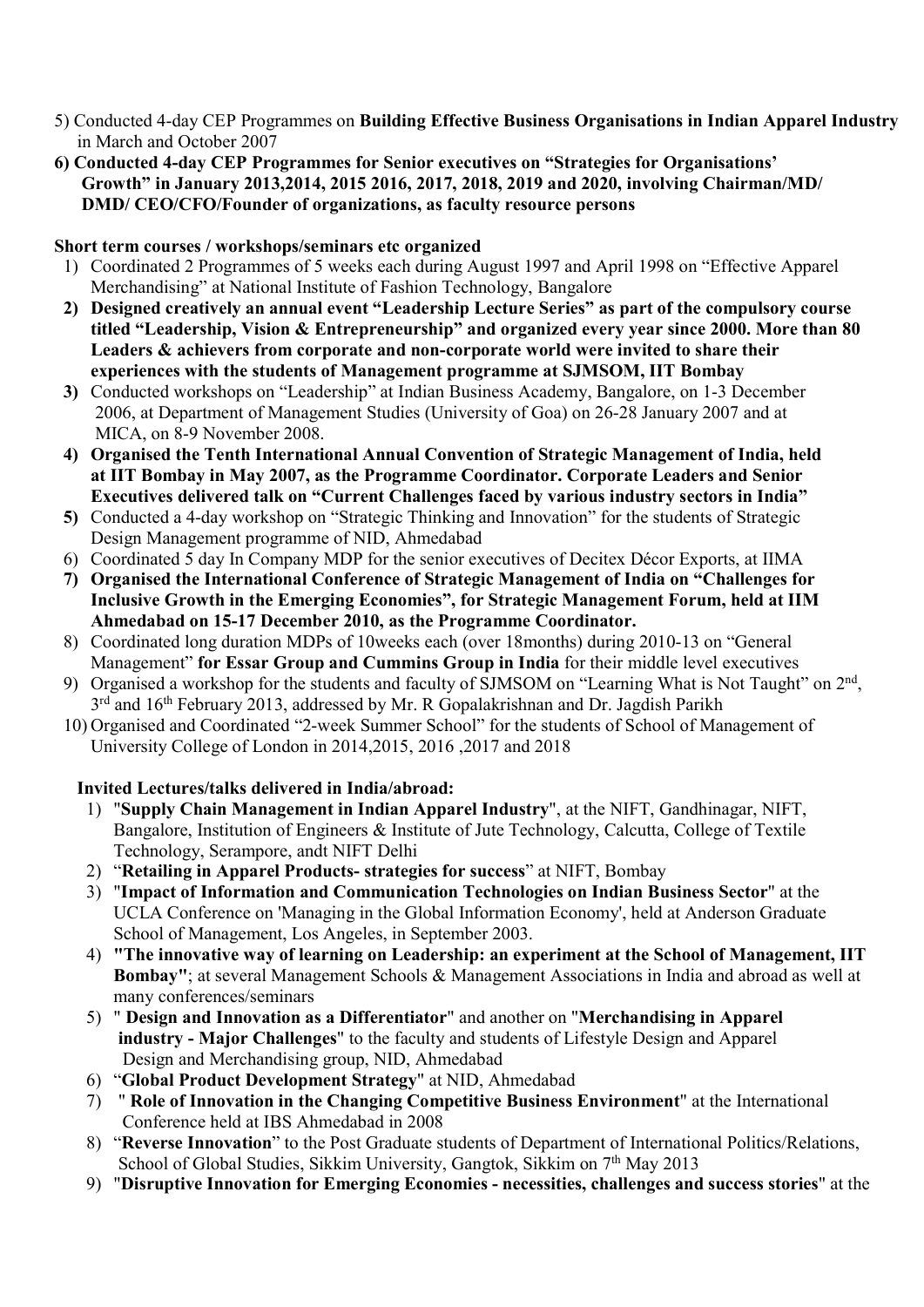5) Conducted 4-day CEP Programmes on **Building Effective Business Organisations in Indian Apparel Industry** in March and October 2007

**6) Conducted 4-day CEP Programmes for Senior executives on "Strategies for Organisations' Growth" in January 2013,2014, 2015 2016, 2017, 2018, 2019 and 2020, involving Chairman/MD/ DMD/ CEO/CFO/Founder of organizations, as faculty resource persons**

**Short term courses / workshops/seminars etc organized**

1) Coordinated 2 Programmes of 5 weeks each during August 1997 and April 1998 on "Effective Apparel Merchandising" at National Institute of Fashion Technology, Bangalore
2) **Designed creatively an annual event "Leadership Lecture Series" as part of the compulsory course titled "Leadership, Vision & Entrepreneurship" and organized every year since 2000. More than 80 Leaders & achievers from corporate and non-corporate world were invited to share their experiences with the students of Management programme at SJMSOM, IIT Bombay**
3) Conducted workshops on "Leadership" at Indian Business Academy, Bangalore, on 1-3 December 2006, at Department of Management Studies (University of Goa) on 26-28 January 2007 and at MICA, on 8-9 November 2008.
4) **Organised the Tenth International Annual Convention of Strategic Management of India, held at IIT Bombay in May 2007, as the Programme Coordinator. Corporate Leaders and Senior Executives delivered talk on "Current Challenges faced by various industry sectors in India"**
5) Conducted a 4-day workshop on "Strategic Thinking and Innovation" for the students of Strategic Design Management programme of NID, Ahmedabad
6) Coordinated 5 day In Company MDP for the senior executives of Decitex Décor Exports, at IIMA
7) **Organised the International Conference of Strategic Management of India on "Challenges for Inclusive Growth in the Emerging Economies", for Strategic Management Forum, held at IIM Ahmedabad on 15-17 December 2010, as the Programme Coordinator.**
8) Coordinated long duration MDPs of 10weeks each (over 18months) during 2010-13 on "General Management" **for Essar Group and Cummins Group in India** for their middle level executives
9) Organised a workshop for the students and faculty of SJMSOM on "Learning What is Not Taught" on 2nd, 3rd and 16th February 2013, addressed by Mr. R Gopalakrishnan and Dr. Jagdish Parikh
10) Organised and Coordinated "2-week Summer School" for the students of School of Management of University College of London in 2014,2015, 2016 ,2017 and 2018

**Invited Lectures/talks delivered in India/abroad:**

1) "**Supply Chain Management in Indian Apparel Industry**", at the NIFT, Gandhinagar, NIFT, Bangalore, Institution of Engineers & Institute of Jute Technology, Calcutta, College of Textile Technology, Serampore, andt NIFT Delhi
2) "**Retailing in Apparel Products- strategies for success**" at NIFT, Bombay
3) "**Impact of Information and Communication Technologies on Indian Business Sector**" at the UCLA Conference on 'Managing in the Global Information Economy', held at Anderson Graduate School of Management, Los Angeles, in September 2003.
4) **"The innovative way of learning on Leadership: an experiment at the School of Management, IIT Bombay"**; at several Management Schools & Management Associations in India and abroad as well at many conferences/seminars
5) " **Design and Innovation as a Differentiator**" and another on "**Merchandising in Apparel industry - Major Challenges**" to the faculty and students of Lifestyle Design and Apparel Design and Merchandising group, NID, Ahmedabad
6) "**Global Product Development Strategy**" at NID, Ahmedabad
7) " **Role of Innovation in the Changing Competitive Business Environment**" at the International Conference held at IBS Ahmedabad in 2008
8) "**Reverse Innovation**" to the Post Graduate students of Department of International Politics/Relations, School of Global Studies, Sikkim University, Gangtok, Sikkim on 7th May 2013
9) "**Disruptive Innovation for Emerging Economies - necessities, challenges and success stories**" at the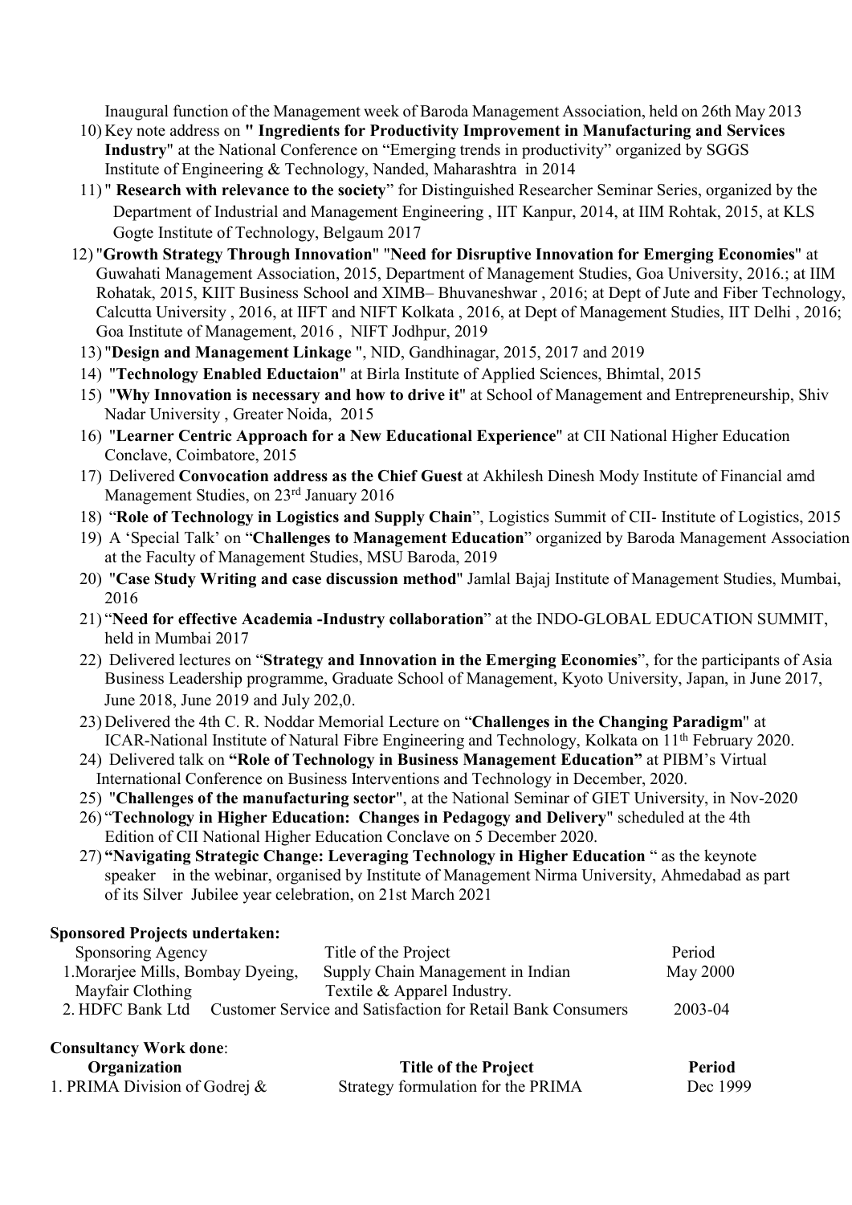Inaugural function of the Management week of Baroda Management Association, held on 26th May 2013

10) Key note address on **" Ingredients for Productivity Improvement in Manufacturing and Services Industry**" at the National Conference on "Emerging trends in productivity" organized by SGGS Institute of Engineering & Technology, Nanded, Maharashtra in 2014
11) " **Research with relevance to the society**" for Distinguished Researcher Seminar Series, organized by the Department of Industrial and Management Engineering , IIT Kanpur, 2014, at IIM Rohtak, 2015, at KLS Gogte Institute of Technology, Belgaum 2017
12) "**Growth Strategy Through Innovation**" "**Need for Disruptive Innovation for Emerging Economies**" at Guwahati Management Association, 2015, Department of Management Studies, Goa University, 2016.; at IIM Rohatak, 2015, KIIT Business School and XIMB– Bhuvaneshwar , 2016; at Dept of Jute and Fiber Technology, Calcutta University , 2016, at IIFT and NIFT Kolkata , 2016, at Dept of Management Studies, IIT Delhi , 2016; Goa Institute of Management, 2016 , NIFT Jodhpur, 2019
13) "**Design and Management Linkage** ", NID, Gandhinagar, 2015, 2017 and 2019
14) "**Technology Enabled Eductaion**" at Birla Institute of Applied Sciences, Bhimtal, 2015
15) "**Why Innovation is necessary and how to drive it**" at School of Management and Entrepreneurship, Shiv Nadar University , Greater Noida, 2015
16) "**Learner Centric Approach for a New Educational Experience**" at CII National Higher Education Conclave, Coimbatore, 2015
17) Delivered **Convocation address as the Chief Guest** at Akhilesh Dinesh Mody Institute of Financial amd Management Studies, on 23rd January 2016
18) "**Role of Technology in Logistics and Supply Chain**", Logistics Summit of CII- Institute of Logistics, 2015
19) A 'Special Talk' on "**Challenges to Management Education**" organized by Baroda Management Association at the Faculty of Management Studies, MSU Baroda, 2019
20) "**Case Study Writing and case discussion method**" Jamlal Bajaj Institute of Management Studies, Mumbai, 2016
21) "**Need for effective Academia -Industry collaboration**" at the INDO-GLOBAL EDUCATION SUMMIT, held in Mumbai 2017
22) Delivered lectures on "**Strategy and Innovation in the Emerging Economies**", for the participants of Asia Business Leadership programme, Graduate School of Management, Kyoto University, Japan, in June 2017, June 2018, June 2019 and July 202,0.
23) Delivered the 4th C. R. Noddar Memorial Lecture on "**Challenges in the Changing Paradigm**" at ICAR-National Institute of Natural Fibre Engineering and Technology, Kolkata on 11th February 2020.
24) Delivered talk on **"Role of Technology in Business Management Education"** at PIBM's Virtual International Conference on Business Interventions and Technology in December, 2020.
25) "**Challenges of the manufacturing sector**", at the National Seminar of GIET University, in Nov-2020
26) "**Technology in Higher Education: Changes in Pedagogy and Delivery**" scheduled at the 4th Edition of CII National Higher Education Conclave on 5 December 2020.
27) **"Navigating Strategic Change: Leveraging Technology in Higher Education** " as the keynote speaker in the webinar, organised by Institute of Management Nirma University, Ahmedabad as part of its Silver Jubilee year celebration, on 21st March 2021

**Sponsored Projects undertaken:**

| Sponsoring Agency | Title of the Project | Period |
|---|---|---|
| 1. Morarjee Mills, Bombay Dyeing, Mayfair Clothing | Supply Chain Management in Indian Textile & Apparel Industry. | May 2000 |
| 2. HDFC Bank Ltd | Customer Service and Satisfaction for Retail Bank Consumers | 2003-04 |

**Consultancy Work done**:

| Organization | Title of the Project | Period |
|---|---|---|
| 1. PRIMA Division of Godrej & | Strategy formulation for the PRIMA | Dec 1999 |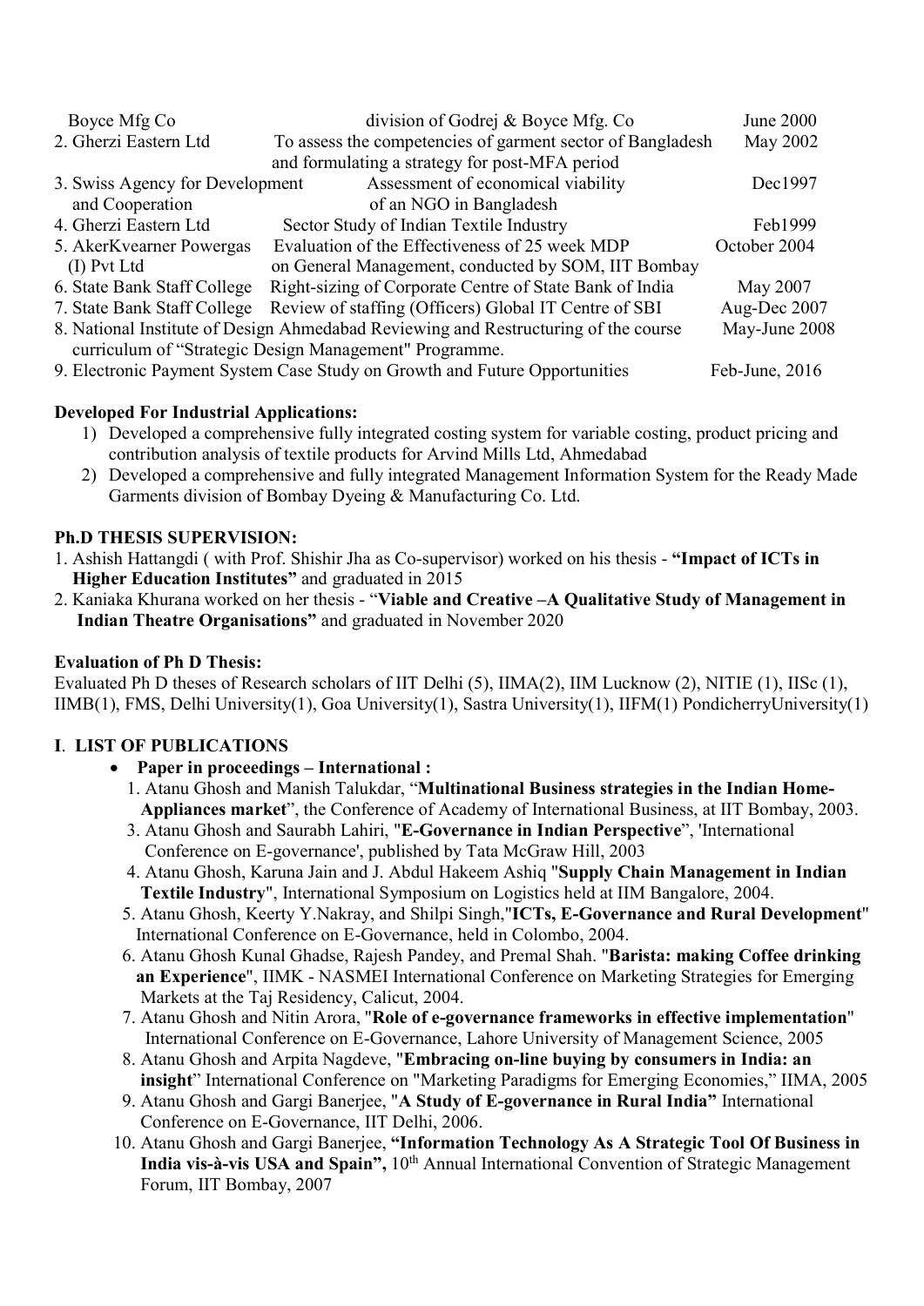| | | |
|---|---|---|
| Boyce Mfg Co | division of Godrej & Boyce Mfg. Co | June 2000 |
| 2. Gherzi Eastern Ltd | To assess the competencies of garment sector of Bangladesh and formulating a strategy for post-MFA period | May 2002 |
| 3. Swiss Agency for Development and Cooperation | Assessment of economical viability of an NGO in Bangladesh | Dec1997 |
| 4. Gherzi Eastern Ltd | Sector Study of Indian Textile Industry | Feb1999 |
| 5. AkerKvearner Powergas (I) Pvt Ltd | Evaluation of the Effectiveness of 25 week MDP on General Management, conducted by SOM, IIT Bombay | October 2004 |
| 6. State Bank Staff College | Right-sizing of Corporate Centre of State Bank of India | May 2007 |
| 7. State Bank Staff College | Review of staffing (Officers) Global IT Centre of SBI | Aug-Dec 2007 |
| 8. National Institute of Design Ahmedabad | Reviewing and Restructuring of the course curriculum of "Strategic Design Management" Programme. | May-June 2008 |
| 9. Electronic Payment System | Case Study on Growth and Future Opportunities | Feb-June, 2016 |

**Developed For Industrial Applications:**

1) Developed a comprehensive fully integrated costing system for variable costing, product pricing and contribution analysis of textile products for Arvind Mills Ltd, Ahmedabad
2) Developed a comprehensive and fully integrated Management Information System for the Ready Made Garments division of Bombay Dyeing & Manufacturing Co. Ltd.

**Ph.D THESIS SUPERVISION:**

1. Ashish Hattangdi ( with Prof. Shishir Jha as Co-supervisor) worked on his thesis - **"Impact of ICTs in Higher Education Institutes"** and graduated in 2015
2. Kaniaka Khurana worked on her thesis - "**Viable and Creative –A Qualitative Study of Management in Indian Theatre Organisations"** and graduated in November 2020

**Evaluation of Ph D Thesis:**

Evaluated Ph D theses of Research scholars of IIT Delhi (5), IIMA(2), IIM Lucknow (2), NITIE (1), IISc (1), IIMB(1), FMS, Delhi University(1), Goa University(1), Sastra University(1), IIFM(1) PondicherryUniversity(1)

**I. LIST OF PUBLICATIONS**

- **Paper in proceedings – International :**

1. Atanu Ghosh and Manish Talukdar, "**Multinational Business strategies in the Indian Home-Appliances market**", the Conference of Academy of International Business, at IIT Bombay, 2003.
3. Atanu Ghosh and Saurabh Lahiri, "**E-Governance in Indian Perspective**", 'International Conference on E-governance', published by Tata McGraw Hill, 2003
4. Atanu Ghosh, Karuna Jain and J. Abdul Hakeem Ashiq "**Supply Chain Management in Indian Textile Industry**", International Symposium on Logistics held at IIM Bangalore, 2004.
5. Atanu Ghosh, Keerty Y.Nakray, and Shilpi Singh,"**ICTs, E-Governance and Rural Development**" International Conference on E-Governance, held in Colombo, 2004.
6. Atanu Ghosh Kunal Ghadse, Rajesh Pandey, and Premal Shah. "**Barista: making Coffee drinking an Experience**", IIMK - NASMEI International Conference on Marketing Strategies for Emerging Markets at the Taj Residency, Calicut, 2004.
7. Atanu Ghosh and Nitin Arora, "**Role of e-governance frameworks in effective implementation**" International Conference on E-Governance, Lahore University of Management Science, 2005
8. Atanu Ghosh and Arpita Nagdeve, "**Embracing on-line buying by consumers in India: an insight**" International Conference on "Marketing Paradigms for Emerging Economies," IIMA, 2005
9. Atanu Ghosh and Gargi Banerjee, "**A Study of E-governance in Rural India"** International Conference on E-Governance, IIT Delhi, 2006.
10. Atanu Ghosh and Gargi Banerjee, **"Information Technology As A Strategic Tool Of Business in India vis-à-vis USA and Spain",** 10th Annual International Convention of Strategic Management Forum, IIT Bombay, 2007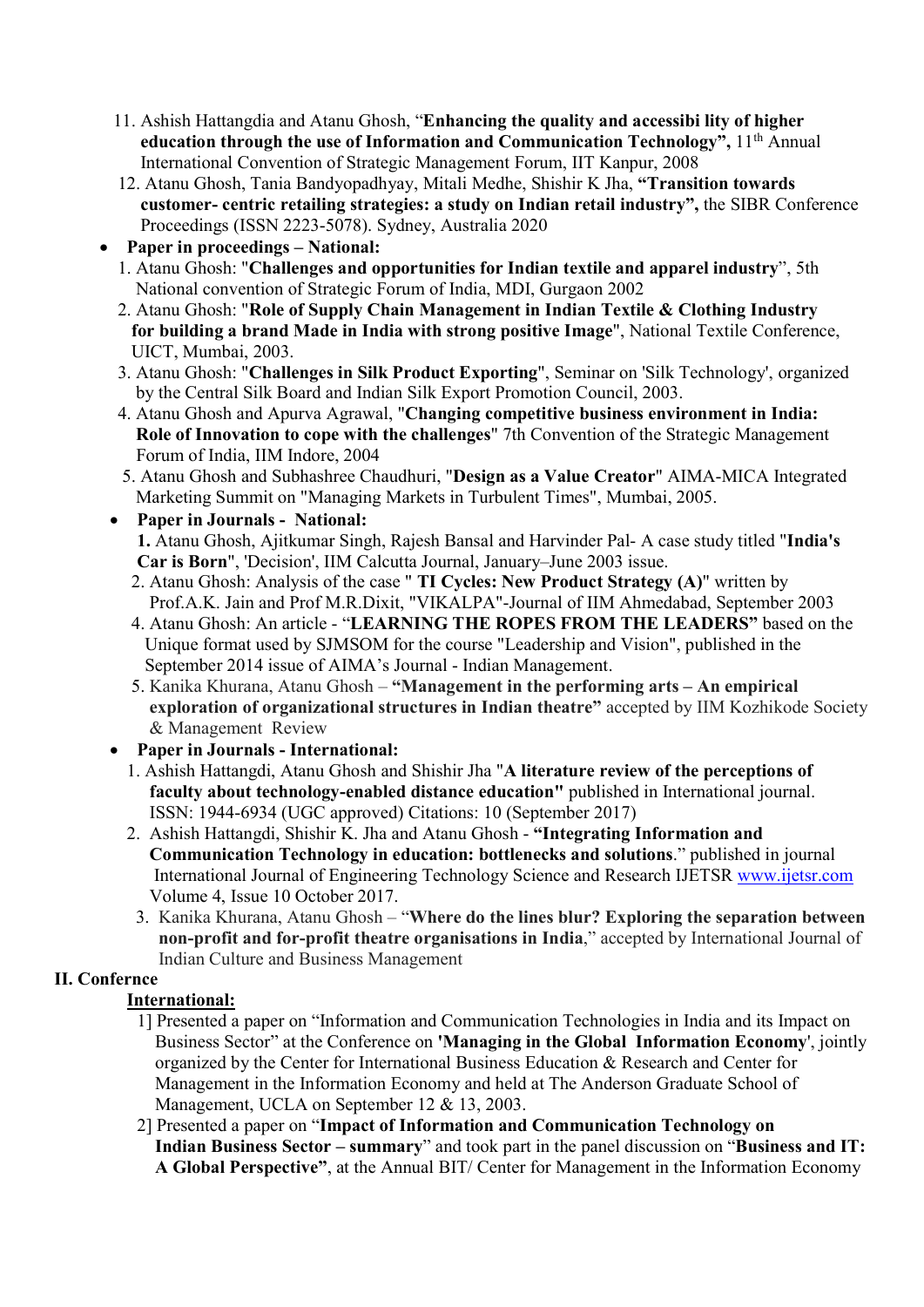11. Ashish Hattangdia and Atanu Ghosh, "**Enhancing the quality and accessibi lity of higher education through the use of Information and Communication Technology",** 11th Annual International Convention of Strategic Management Forum, IIT Kanpur, 2008
12. Atanu Ghosh, Tania Bandyopadhyay, Mitali Medhe, Shishir K Jha, **"Transition towards customer- centric retailing strategies: a study on Indian retail industry",** the SIBR Conference Proceedings (ISSN 2223-5078). Sydney, Australia 2020

- **Paper in proceedings – National:**
  1. Atanu Ghosh: "**Challenges and opportunities for Indian textile and apparel industry**", 5th National convention of Strategic Forum of India, MDI, Gurgaon 2002
  2. Atanu Ghosh: "**Role of Supply Chain Management in Indian Textile & Clothing Industry for building a brand Made in India with strong positive Image**", National Textile Conference, UICT, Mumbai, 2003.
  3. Atanu Ghosh: "**Challenges in Silk Product Exporting**", Seminar on 'Silk Technology', organized by the Central Silk Board and Indian Silk Export Promotion Council, 2003.
  4. Atanu Ghosh and Apurva Agrawal, "**Changing competitive business environment in India: Role of Innovation to cope with the challenges**" 7th Convention of the Strategic Management Forum of India, IIM Indore, 2004
  5. Atanu Ghosh and Subhashree Chaudhuri, "**Design as a Value Creator**" AIMA-MICA Integrated Marketing Summit on "Managing Markets in Turbulent Times", Mumbai, 2005.

- **Paper in Journals - National:**
  **1.** Atanu Ghosh, Ajitkumar Singh, Rajesh Bansal and Harvinder Pal- A case study titled "**India's Car is Born**", 'Decision', IIM Calcutta Journal, January–June 2003 issue.
  2. Atanu Ghosh: Analysis of the case " **TI Cycles: New Product Strategy (A)**" written by Prof.A.K. Jain and Prof M.R.Dixit, "VIKALPA"-Journal of IIM Ahmedabad, September 2003
  4. Atanu Ghosh: An article - "**LEARNING THE ROPES FROM THE LEADERS"** based on the Unique format used by SJMSOM for the course "Leadership and Vision", published in the September 2014 issue of AIMA's Journal - Indian Management.
  5. Kanika Khurana, Atanu Ghosh – **"Management in the performing arts – An empirical exploration of organizational structures in Indian theatre"** accepted by IIM Kozhikode Society & Management Review

- **Paper in Journals - International:**
  1. Ashish Hattangdi, Atanu Ghosh and Shishir Jha "**A literature review of the perceptions of faculty about technology-enabled distance education"** published in International journal. ISSN: 1944-6934 (UGC approved) Citations: 10 (September 2017)
  2. Ashish Hattangdi, Shishir K. Jha and Atanu Ghosh - **"Integrating Information and Communication Technology in education: bottlenecks and solutions**." published in journal International Journal of Engineering Technology Science and Research IJETSR www.ijetsr.com Volume 4, Issue 10 October 2017.
  3. Kanika Khurana, Atanu Ghosh – "**Where do the lines blur? Exploring the separation between non-profit and for-profit theatre organisations in India**," accepted by International Journal of Indian Culture and Business Management

## II. Conference

**International:**

1] Presented a paper on "Information and Communication Technologies in India and its Impact on Business Sector" at the Conference on **'Managing in the Global Information Economy'**, jointly organized by the Center for International Business Education & Research and Center for Management in the Information Economy and held at The Anderson Graduate School of Management, UCLA on September 12 & 13, 2003.

2] Presented a paper on "**Impact of Information and Communication Technology on Indian Business Sector – summary**" and took part in the panel discussion on "**Business and IT: A Global Perspective"**, at the Annual BIT/ Center for Management in the Information Economy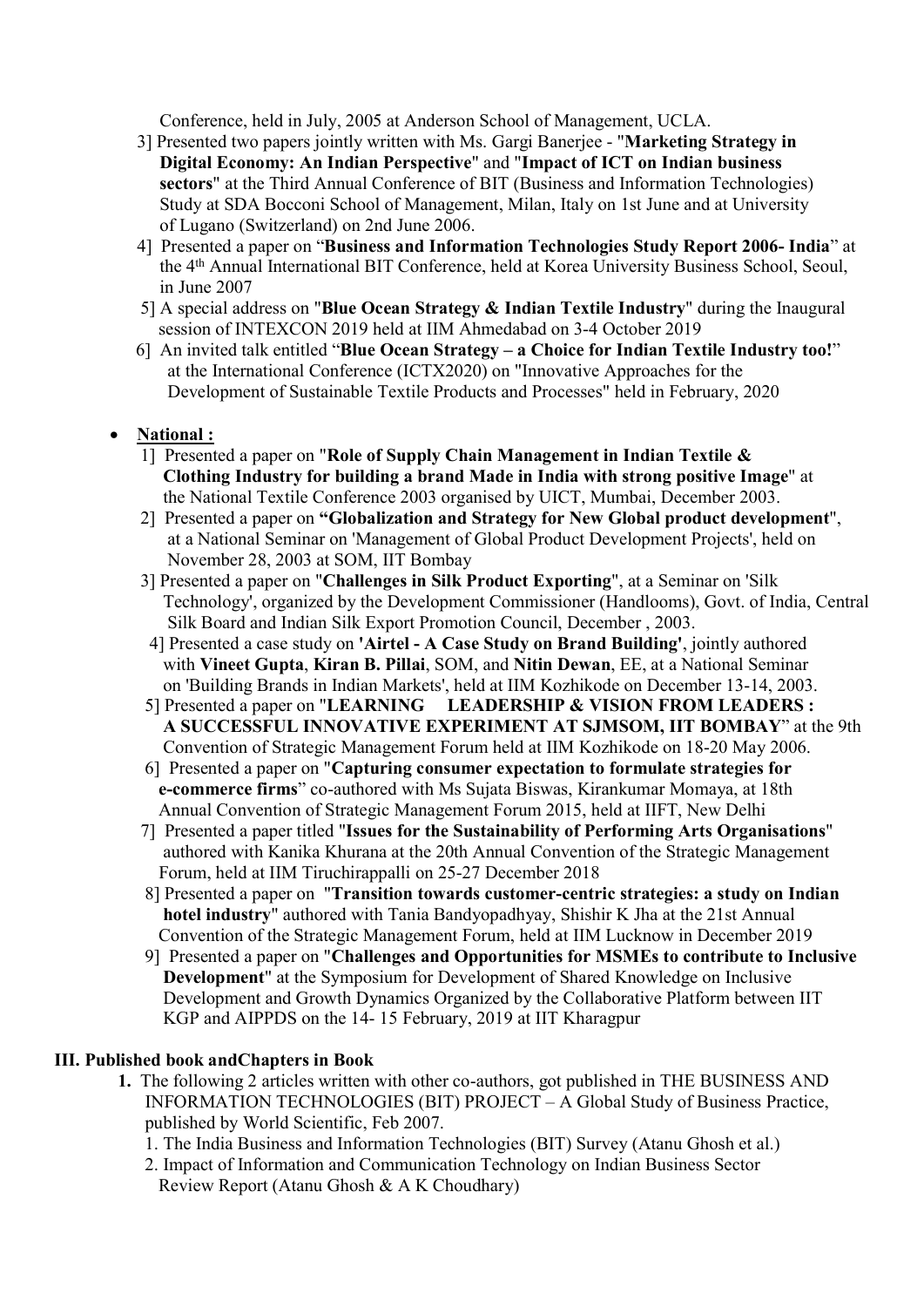Conference, held in July, 2005 at Anderson School of Management, UCLA.

3] Presented two papers jointly written with Ms. Gargi Banerjee - "**Marketing Strategy in Digital Economy: An Indian Perspective**" and "**Impact of ICT on Indian business sectors**" at the Third Annual Conference of BIT (Business and Information Technologies) Study at SDA Bocconi School of Management, Milan, Italy on 1st June and at University of Lugano (Switzerland) on 2nd June 2006.

4] Presented a paper on "**Business and Information Technologies Study Report 2006- India**" at the 4th Annual International BIT Conference, held at Korea University Business School, Seoul, in June 2007

5] A special address on "**Blue Ocean Strategy & Indian Textile Industry**" during the Inaugural session of INTEXCON 2019 held at IIM Ahmedabad on 3-4 October 2019

6] An invited talk entitled "**Blue Ocean Strategy – a Choice for Indian Textile Industry too!**" at the International Conference (ICTX2020) on "Innovative Approaches for the Development of Sustainable Textile Products and Processes" held in February, 2020

- **National :**

1] Presented a paper on "**Role of Supply Chain Management in Indian Textile & Clothing Industry for building a brand Made in India with strong positive Image**" at the National Textile Conference 2003 organised by UICT, Mumbai, December 2003.

2] Presented a paper on **"Globalization and Strategy for New Global product development"**, at a National Seminar on 'Management of Global Product Development Projects', held on November 28, 2003 at SOM, IIT Bombay

3] Presented a paper on "**Challenges in Silk Product Exporting**", at a Seminar on 'Silk Technology', organized by the Development Commissioner (Handlooms), Govt. of India, Central Silk Board and Indian Silk Export Promotion Council, December , 2003.

4] Presented a case study on **'Airtel - A Case Study on Brand Building'**, jointly authored with **Vineet Gupta**, **Kiran B. Pillai**, SOM, and **Nitin Dewan**, EE, at a National Seminar on 'Building Brands in Indian Markets', held at IIM Kozhikode on December 13-14, 2003.

5] Presented a paper on "**LEARNING LEADERSHIP & VISION FROM LEADERS : A SUCCESSFUL INNOVATIVE EXPERIMENT AT SJMSOM, IIT BOMBAY**" at the 9th Convention of Strategic Management Forum held at IIM Kozhikode on 18-20 May 2006.

6] Presented a paper on "**Capturing consumer expectation to formulate strategies for e-commerce firms**" co-authored with Ms Sujata Biswas, Kirankumar Momaya, at 18th Annual Convention of Strategic Management Forum 2015, held at IIFT, New Delhi

7] Presented a paper titled "**Issues for the Sustainability of Performing Arts Organisations**" authored with Kanika Khurana at the 20th Annual Convention of the Strategic Management Forum, held at IIM Tiruchirappalli on 25-27 December 2018

8] Presented a paper on "**Transition towards customer-centric strategies: a study on Indian hotel industry**" authored with Tania Bandyopadhyay, Shishir K Jha at the 21st Annual Convention of the Strategic Management Forum, held at IIM Lucknow in December 2019

9] Presented a paper on "**Challenges and Opportunities for MSMEs to contribute to Inclusive Development**" at the Symposium for Development of Shared Knowledge on Inclusive Development and Growth Dynamics Organized by the Collaborative Platform between IIT KGP and AIPPDS on the 14- 15 February, 2019 at IIT Kharagpur

### III. Published book andChapters in Book

1. The following 2 articles written with other co-authors, got published in THE BUSINESS AND INFORMATION TECHNOLOGIES (BIT) PROJECT – A Global Study of Business Practice, published by World Scientific, Feb 2007.
   1. The India Business and Information Technologies (BIT) Survey (Atanu Ghosh et al.)
   2. Impact of Information and Communication Technology on Indian Business Sector Review Report (Atanu Ghosh & A K Choudhary)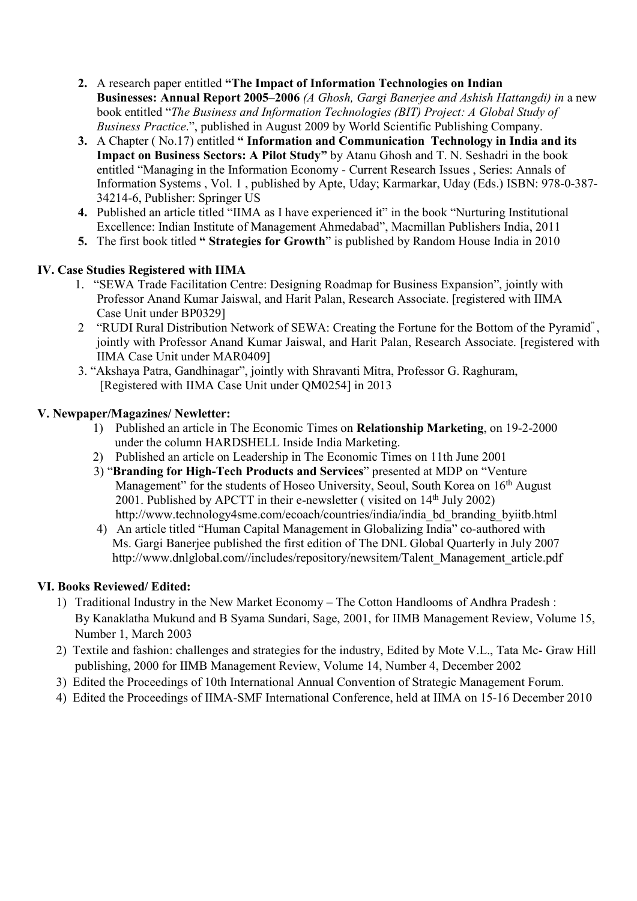2. A research paper entitled **"The Impact of Information Technologies on Indian Businesses: Annual Report 2005–2006** *(A Ghosh, Gargi Banerjee and Ashish Hattangdi) in* a new book entitled "*The Business and Information Technologies (BIT) Project: A Global Study of Business Practice*.", published in August 2009 by World Scientific Publishing Company.
3. A Chapter ( No.17) entitled **" Information and Communication Technology in India and its Impact on Business Sectors: A Pilot Study"** by Atanu Ghosh and T. N. Seshadri in the book entitled "Managing in the Information Economy - Current Research Issues , Series: Annals of Information Systems , Vol. 1 , published by Apte, Uday; Karmarkar, Uday (Eds.) ISBN: 978-0-387-34214-6, Publisher: Springer US
4. Published an article titled "IIMA as I have experienced it" in the book "Nurturing Institutional Excellence: Indian Institute of Management Ahmedabad", Macmillan Publishers India, 2011
5. The first book titled **" Strategies for Growth**" is published by Random House India in 2010

### IV. Case Studies Registered with IIMA

1. "SEWA Trade Facilitation Centre: Designing Roadmap for Business Expansion", jointly with Professor Anand Kumar Jaiswal, and Harit Palan, Research Associate. [registered with IIMA Case Unit under BP0329]
2. "RUDI Rural Distribution Network of SEWA: Creating the Fortune for the Bottom of the Pyramid", jointly with Professor Anand Kumar Jaiswal, and Harit Palan, Research Associate. [registered with IIMA Case Unit under MAR0409]
3. "Akshaya Patra, Gandhinagar", jointly with Shravanti Mitra, Professor G. Raghuram, [Registered with IIMA Case Unit under QM0254] in 2013

### V. Newpaper/Magazines/ Newletter:

1) Published an article in The Economic Times on **Relationship Marketing**, on 19-2-2000 under the column HARDSHELL Inside India Marketing.
2) Published an article on Leadership in The Economic Times on 11th June 2001
3) "**Branding for High-Tech Products and Services**" presented at MDP on "Venture Management" for the students of Hoseo University, Seoul, South Korea on 16th August 2001. Published by APCTT in their e-newsletter ( visited on 14th July 2002) http://www.technology4sme.com/ecoach/countries/india/india_bd_branding_byiitb.html
4) An article titled "Human Capital Management in Globalizing India" co-authored with Ms. Gargi Banerjee published the first edition of The DNL Global Quarterly in July 2007 http://www.dnlglobal.com//includes/repository/newsitem/Talent_Management_article.pdf

### VI. Books Reviewed/ Edited:

1) Traditional Industry in the New Market Economy – The Cotton Handlooms of Andhra Pradesh : By Kanaklatha Mukund and B Syama Sundari, Sage, 2001, for IIMB Management Review, Volume 15, Number 1, March 2003
2) Textile and fashion: challenges and strategies for the industry, Edited by Mote V.L., Tata Mc- Graw Hill publishing, 2000 for IIMB Management Review, Volume 14, Number 4, December 2002
3) Edited the Proceedings of 10th International Annual Convention of Strategic Management Forum.
4) Edited the Proceedings of IIMA-SMF International Conference, held at IIMA on 15-16 December 2010